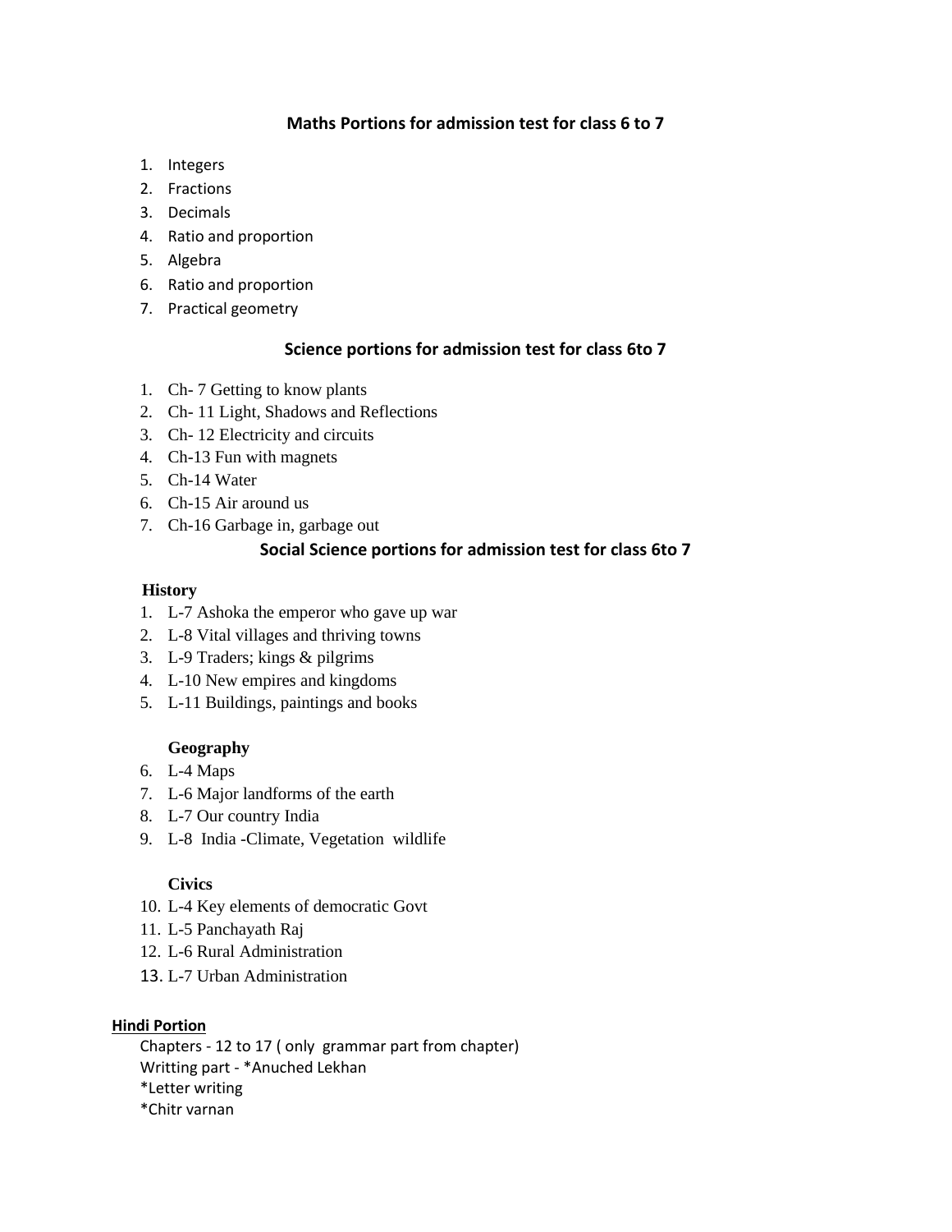## Maths Portions for admission test for class 6 to 7

1. Integers
2. Fractions
3. Decimals
4. Ratio and proportion
5. Algebra
6. Ratio and proportion
7. Practical geometry

## Science portions for admission test for class 6to 7

1. Ch- 7 Getting to know plants
2. Ch- 11 Light, Shadows and Reflections
3. Ch- 12 Electricity and circuits
4. Ch-13 Fun with magnets
5. Ch-14 Water
6. Ch-15 Air around us
7. Ch-16 Garbage in, garbage out

## Social Science portions for admission test for class 6to 7

**History**

1. L-7 Ashoka the emperor who gave up war
2. L-8 Vital villages and thriving towns
3. L-9 Traders; kings & pilgrims
4. L-10 New empires and kingdoms
5. L-11 Buildings, paintings and books

**Geography**

6. L-4 Maps
7. L-6 Major landforms of the earth
8. L-7 Our country India
9. L-8 India -Climate, Vegetation wildlife

**Civics**

10. L-4 Key elements of democratic Govt
11. L-5 Panchayath Raj
12. L-6 Rural Administration
13. L-7 Urban Administration

**Hindi Portion**

Chapters - 12 to 17 ( only grammar part from chapter)
Writting part - *Anuched Lekhan
*Letter writing
*Chitr varnan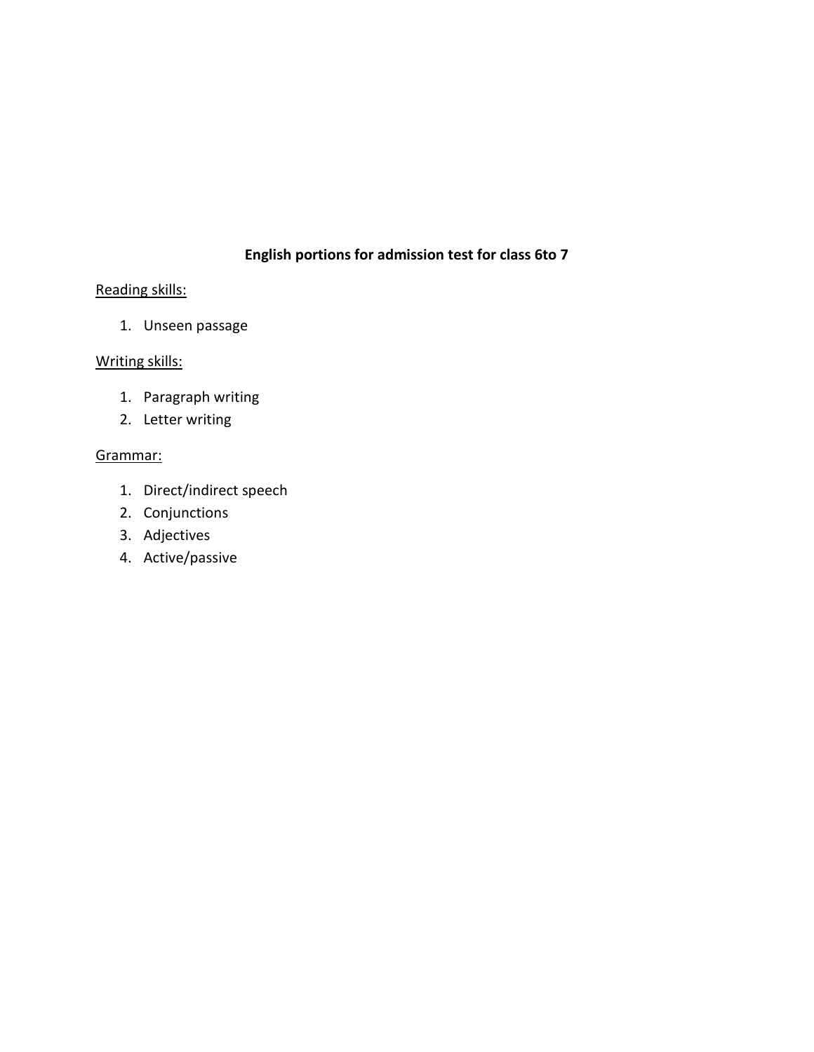**English portions for admission test for class 6to 7**

Reading skills:

1. Unseen passage

Writing skills:

1. Paragraph writing
2. Letter writing

Grammar:

1. Direct/indirect speech
2. Conjunctions
3. Adjectives
4. Active/passive